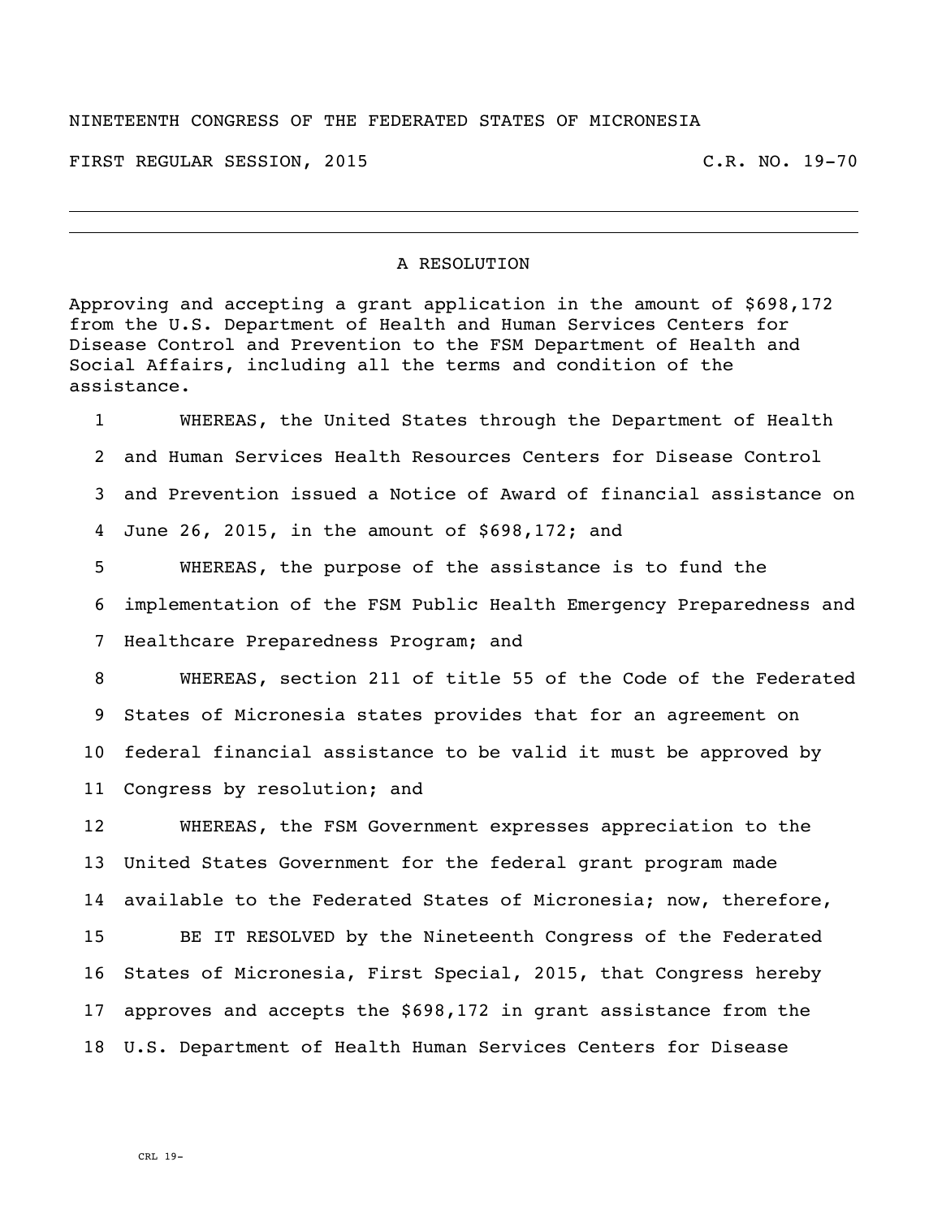NINETEENTH CONGRESS OF THE FEDERATED STATES OF MICRONESIA

FIRST REGULAR SESSION, 2015 C.R. NO. 19-70

---

## A RESOLUTION

Approving and accepting a grant application in the amount of $698,172 from the U.S. Department of Health and Human Services Centers for Disease Control and Prevention to the FSM Department of Health and Social Affairs, including all the terms and condition of the assistance.

1 WHEREAS, the United States through the Department of Health
2 and Human Services Health Resources Centers for Disease Control
3 and Prevention issued a Notice of Award of financial assistance on
4 June 26, 2015, in the amount of $698,172; and
5 WHEREAS, the purpose of the assistance is to fund the
6 implementation of the FSM Public Health Emergency Preparedness and
7 Healthcare Preparedness Program; and
8 WHEREAS, section 211 of title 55 of the Code of the Federated
9 States of Micronesia states provides that for an agreement on
10 federal financial assistance to be valid it must be approved by
11 Congress by resolution; and
12 WHEREAS, the FSM Government expresses appreciation to the
13 United States Government for the federal grant program made
14 available to the Federated States of Micronesia; now, therefore,
15 BE IT RESOLVED by the Nineteenth Congress of the Federated
16 States of Micronesia, First Special, 2015, that Congress hereby
17 approves and accepts the $698,172 in grant assistance from the
18 U.S. Department of Health Human Services Centers for Disease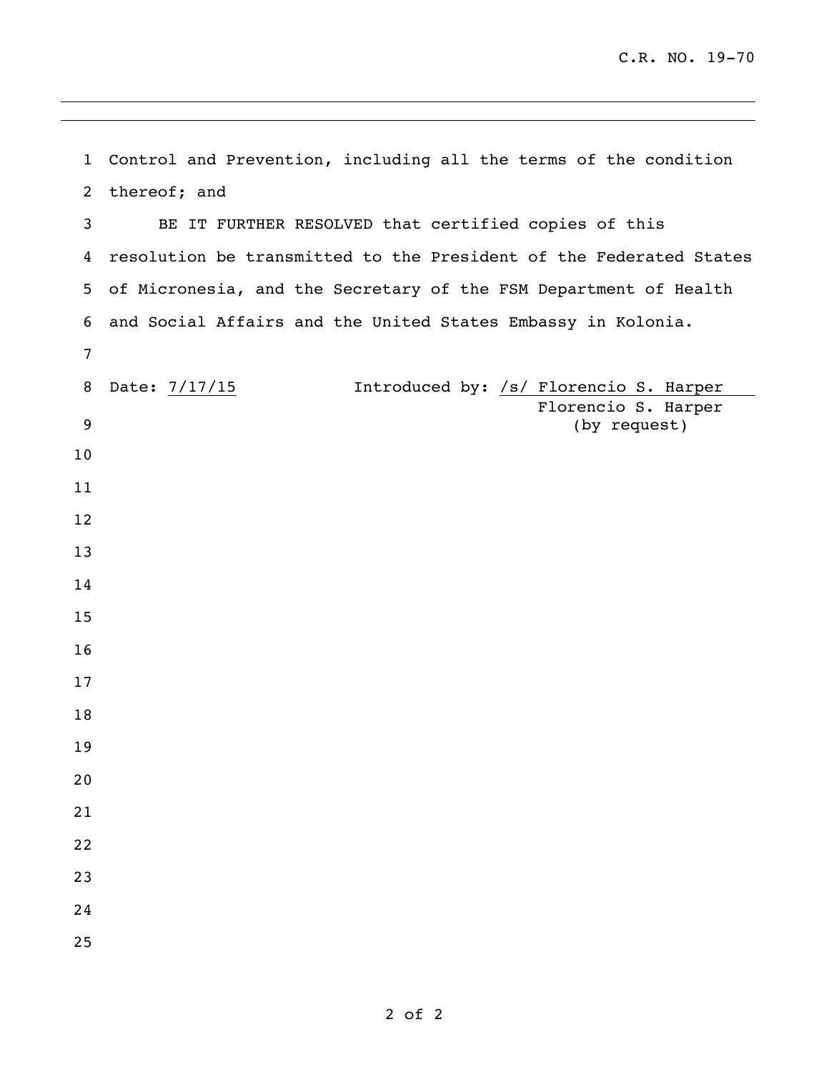Control and Prevention, including all the terms of the condition thereof; and

BE IT FURTHER RESOLVED that certified copies of this resolution be transmitted to the President of the Federated States of Micronesia, and the Secretary of the FSM Department of Health and Social Affairs and the United States Embassy in Kolonia.

Date: 7/17/15

Introduced by: /s/ Florencio S. Harper
Florencio S. Harper
(by request)